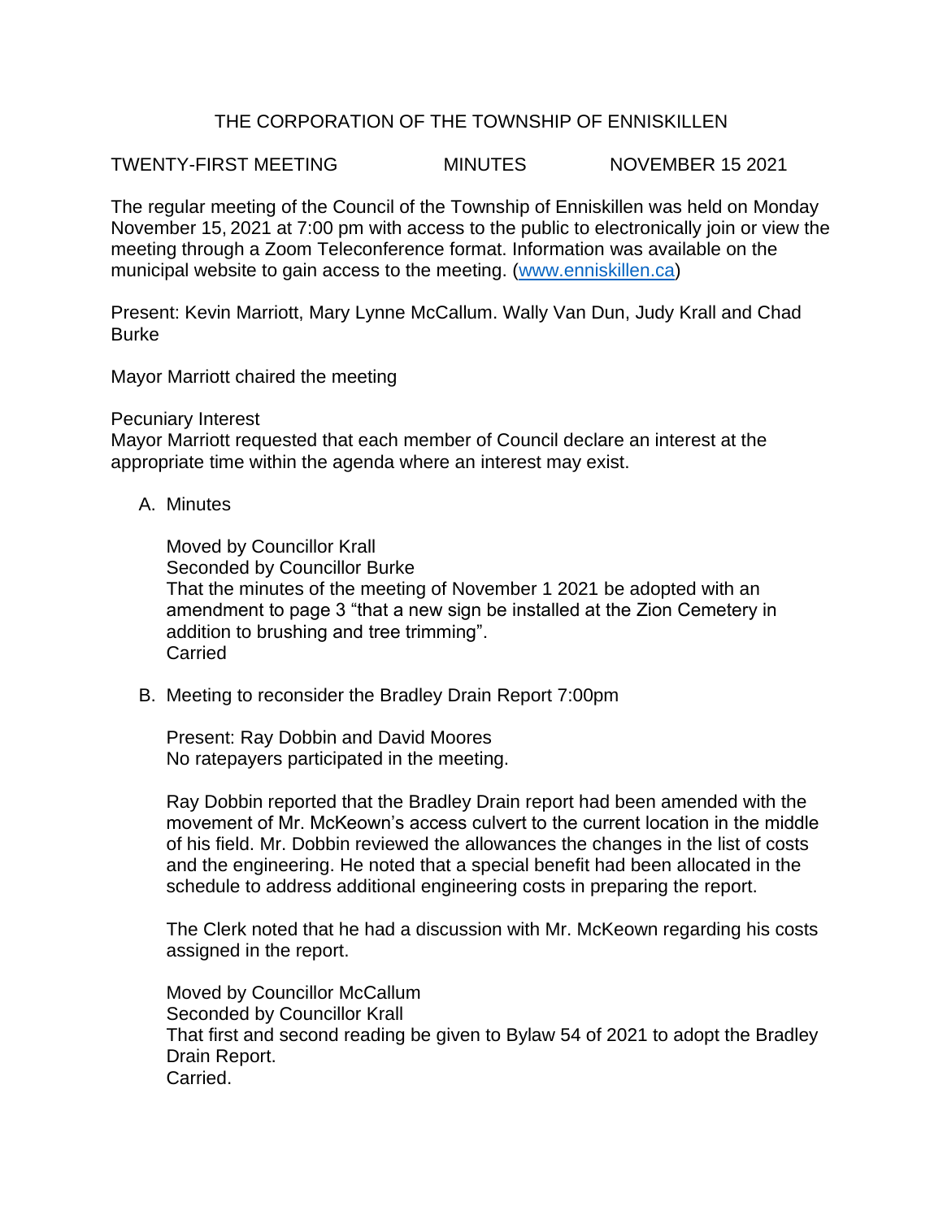# THE CORPORATION OF THE TOWNSHIP OF ENNISKILLEN

TWENTY-FIRST MEETING MINUTES NOVEMBER 15 2021

The regular meeting of the Council of the Township of Enniskillen was held on Monday November 15, 2021 at 7:00 pm with access to the public to electronically join or view the meeting through a Zoom Teleconference format. Information was available on the municipal website to gain access to the meeting. (www.enniskillen.ca)

Present: Kevin Marriott, Mary Lynne McCallum. Wally Van Dun, Judy Krall and Chad Burke

Mayor Marriott chaired the meeting

Pecuniary Interest
Mayor Marriott requested that each member of Council declare an interest at the appropriate time within the agenda where an interest may exist.

A. Minutes

   Moved by Councillor Krall
   Seconded by Councillor Burke
   That the minutes of the meeting of November 1 2021 be adopted with an amendment to page 3 "that a new sign be installed at the Zion Cemetery in addition to brushing and tree trimming".
   Carried

B. Meeting to reconsider the Bradley Drain Report 7:00pm

   Present: Ray Dobbin and David Moores
   No ratepayers participated in the meeting.

   Ray Dobbin reported that the Bradley Drain report had been amended with the movement of Mr. McKeown's access culvert to the current location in the middle of his field. Mr. Dobbin reviewed the allowances the changes in the list of costs and the engineering. He noted that a special benefit had been allocated in the schedule to address additional engineering costs in preparing the report.

   The Clerk noted that he had a discussion with Mr. McKeown regarding his costs assigned in the report.

   Moved by Councillor McCallum
   Seconded by Councillor Krall
   That first and second reading be given to Bylaw 54 of 2021 to adopt the Bradley Drain Report.
   Carried.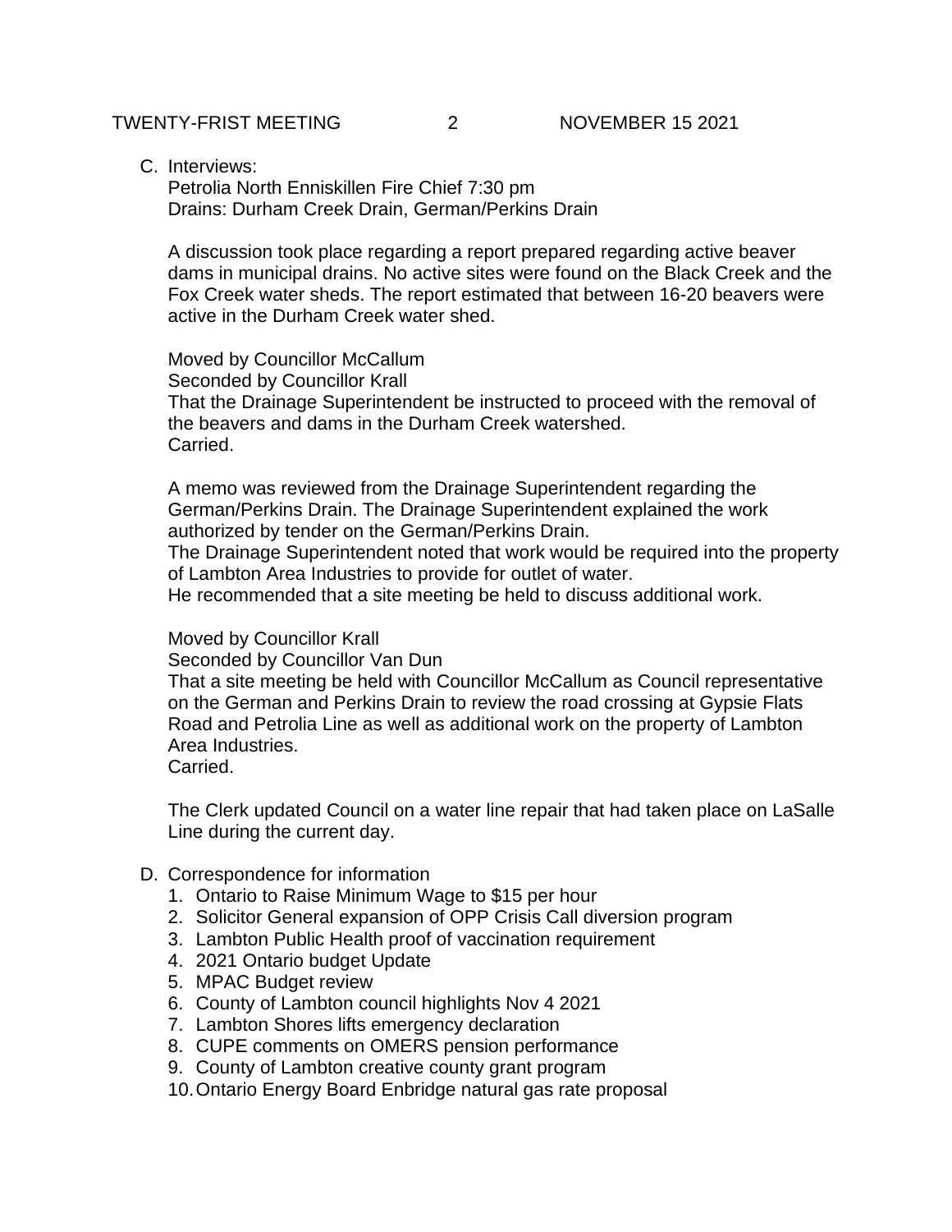C. Interviews:
   Petrolia North Enniskillen Fire Chief 7:30 pm
   Drains: Durham Creek Drain, German/Perkins Drain

   A discussion took place regarding a report prepared regarding active beaver dams in municipal drains. No active sites were found on the Black Creek and the Fox Creek water sheds. The report estimated that between 16-20 beavers were active in the Durham Creek water shed.

   Moved by Councillor McCallum
   Seconded by Councillor Krall
   That the Drainage Superintendent be instructed to proceed with the removal of the beavers and dams in the Durham Creek watershed.
   Carried.

   A memo was reviewed from the Drainage Superintendent regarding the German/Perkins Drain. The Drainage Superintendent explained the work authorized by tender on the German/Perkins Drain.
   The Drainage Superintendent noted that work would be required into the property of Lambton Area Industries to provide for outlet of water.
   He recommended that a site meeting be held to discuss additional work.

   Moved by Councillor Krall
   Seconded by Councillor Van Dun
   That a site meeting be held with Councillor McCallum as Council representative on the German and Perkins Drain to review the road crossing at Gypsie Flats Road and Petrolia Line as well as additional work on the property of Lambton Area Industries.
   Carried.

   The Clerk updated Council on a water line repair that had taken place on LaSalle Line during the current day.

D. Correspondence for information
   1. Ontario to Raise Minimum Wage to $15 per hour
   2. Solicitor General expansion of OPP Crisis Call diversion program
   3. Lambton Public Health proof of vaccination requirement
   4. 2021 Ontario budget Update
   5. MPAC Budget review
   6. County of Lambton council highlights Nov 4 2021
   7. Lambton Shores lifts emergency declaration
   8. CUPE comments on OMERS pension performance
   9. County of Lambton creative county grant program
   10. Ontario Energy Board Enbridge natural gas rate proposal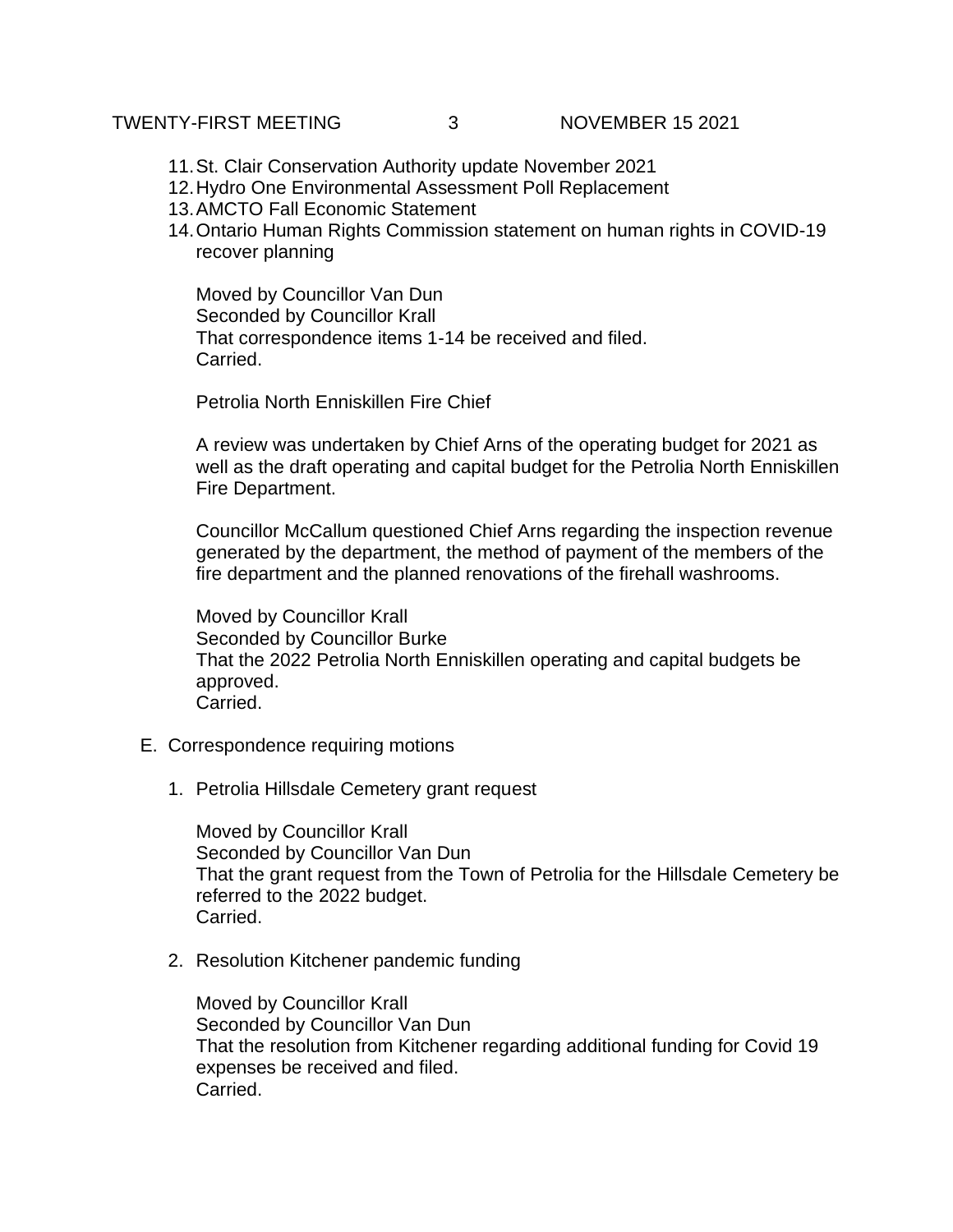11. St. Clair Conservation Authority update November 2021
12. Hydro One Environmental Assessment Poll Replacement
13. AMCTO Fall Economic Statement
14. Ontario Human Rights Commission statement on human rights in COVID-19 recover planning

    Moved by Councillor Van Dun
    Seconded by Councillor Krall
    That correspondence items 1-14 be received and filed.
    Carried.

    Petrolia North Enniskillen Fire Chief

    A review was undertaken by Chief Arns of the operating budget for 2021 as well as the draft operating and capital budget for the Petrolia North Enniskillen Fire Department.

    Councillor McCallum questioned Chief Arns regarding the inspection revenue generated by the department, the method of payment of the members of the fire department and the planned renovations of the firehall washrooms.

    Moved by Councillor Krall
    Seconded by Councillor Burke
    That the 2022 Petrolia North Enniskillen operating and capital budgets be approved.
    Carried.

E. Correspondence requiring motions

1. Petrolia Hillsdale Cemetery grant request

    Moved by Councillor Krall
    Seconded by Councillor Van Dun
    That the grant request from the Town of Petrolia for the Hillsdale Cemetery be referred to the 2022 budget.
    Carried.

2. Resolution Kitchener pandemic funding

    Moved by Councillor Krall
    Seconded by Councillor Van Dun
    That the resolution from Kitchener regarding additional funding for Covid 19 expenses be received and filed.
    Carried.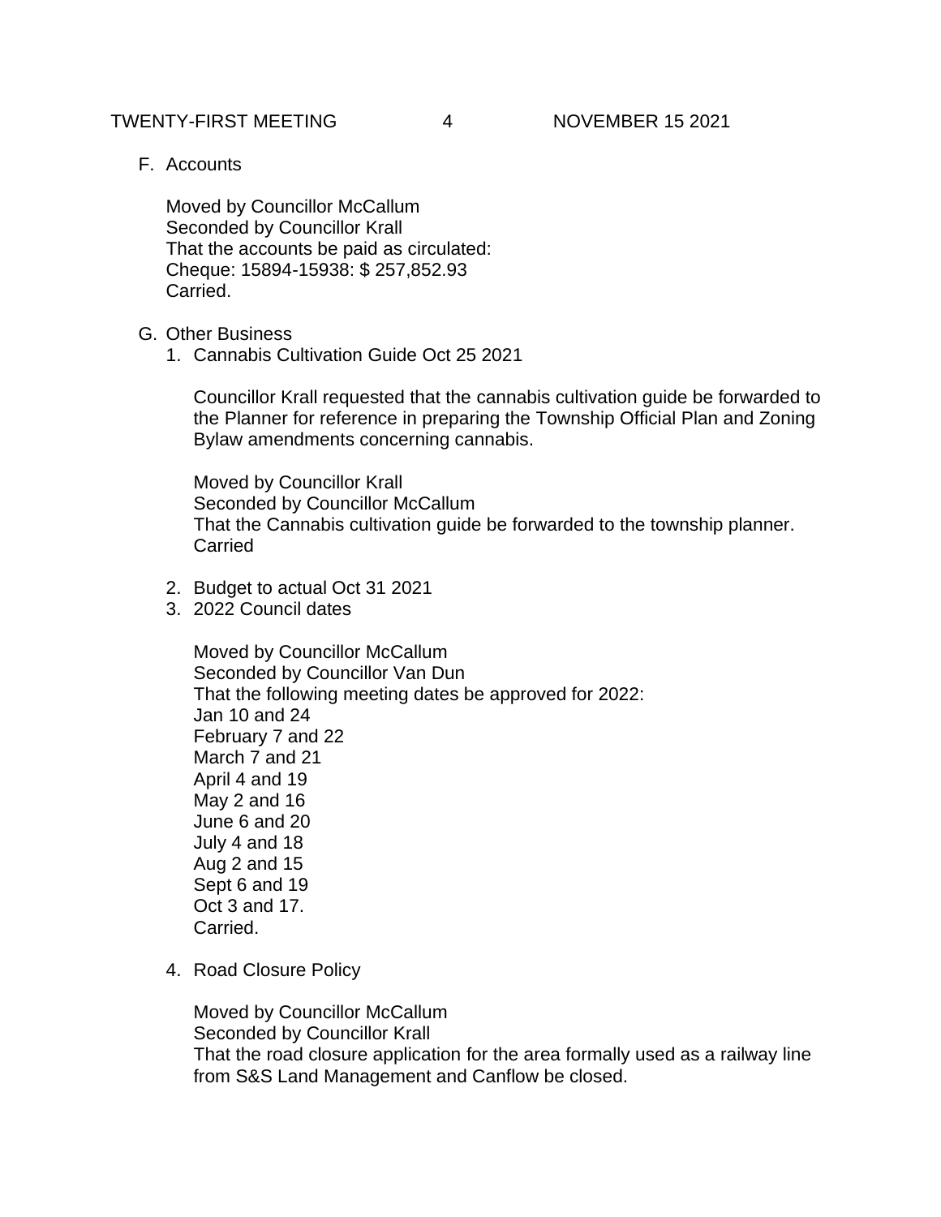F. Accounts

Moved by Councillor McCallum
Seconded by Councillor Krall
That the accounts be paid as circulated:
Cheque: 15894-15938: $ 257,852.93
Carried.

G. Other Business

1. Cannabis Cultivation Guide Oct 25 2021

   Councillor Krall requested that the cannabis cultivation guide be forwarded to the Planner for reference in preparing the Township Official Plan and Zoning Bylaw amendments concerning cannabis.

   Moved by Councillor Krall
   Seconded by Councillor McCallum
   That the Cannabis cultivation guide be forwarded to the township planner.
   Carried

2. Budget to actual Oct 31 2021
3. 2022 Council dates

   Moved by Councillor McCallum
   Seconded by Councillor Van Dun
   That the following meeting dates be approved for 2022:
   Jan 10 and 24
   February 7 and 22
   March 7 and 21
   April 4 and 19
   May 2 and 16
   June 6 and 20
   July 4 and 18
   Aug 2 and 15
   Sept 6 and 19
   Oct 3 and 17.
   Carried.

4. Road Closure Policy

   Moved by Councillor McCallum
   Seconded by Councillor Krall
   That the road closure application for the area formally used as a railway line from S&S Land Management and Canflow be closed.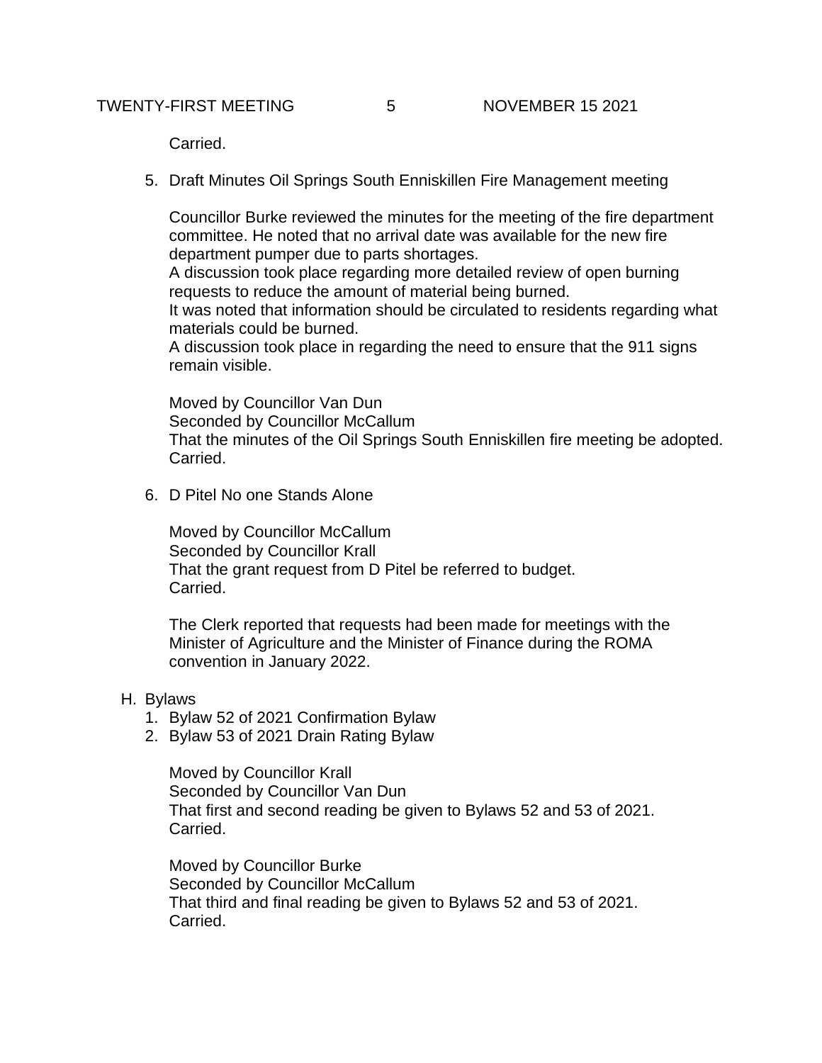Carried.

5. Draft Minutes Oil Springs South Enniskillen Fire Management meeting

   Councillor Burke reviewed the minutes for the meeting of the fire department committee. He noted that no arrival date was available for the new fire department pumper due to parts shortages.
   A discussion took place regarding more detailed review of open burning requests to reduce the amount of material being burned.
   It was noted that information should be circulated to residents regarding what materials could be burned.
   A discussion took place in regarding the need to ensure that the 911 signs remain visible.

   Moved by Councillor Van Dun
   Seconded by Councillor McCallum
   That the minutes of the Oil Springs South Enniskillen fire meeting be adopted.
   Carried.

6. D Pitel No one Stands Alone

   Moved by Councillor McCallum
   Seconded by Councillor Krall
   That the grant request from D Pitel be referred to budget.
   Carried.

   The Clerk reported that requests had been made for meetings with the Minister of Agriculture and the Minister of Finance during the ROMA convention in January 2022.

H. Bylaws
   1. Bylaw 52 of 2021 Confirmation Bylaw
   2. Bylaw 53 of 2021 Drain Rating Bylaw

   Moved by Councillor Krall
   Seconded by Councillor Van Dun
   That first and second reading be given to Bylaws 52 and 53 of 2021.
   Carried.

   Moved by Councillor Burke
   Seconded by Councillor McCallum
   That third and final reading be given to Bylaws 52 and 53 of 2021.
   Carried.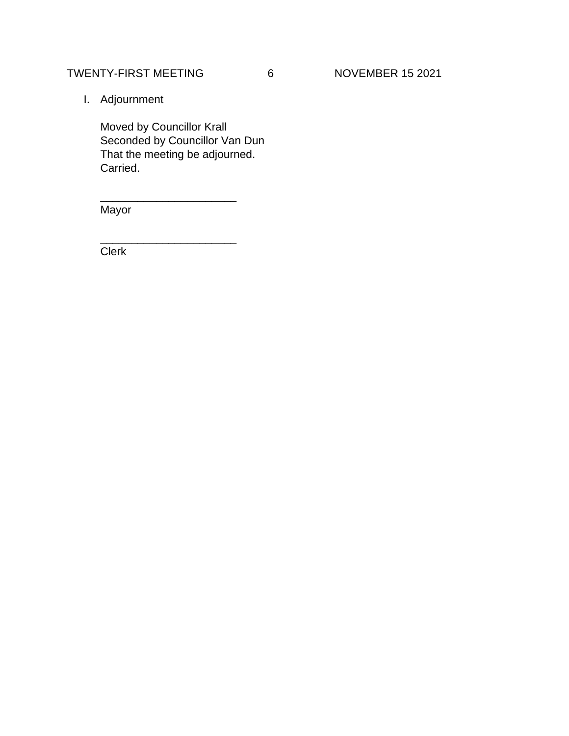I. Adjournment

Moved by Councillor Krall
Seconded by Councillor Van Dun
That the meeting be adjourned.
Carried.

______________________
Mayor

______________________
Clerk